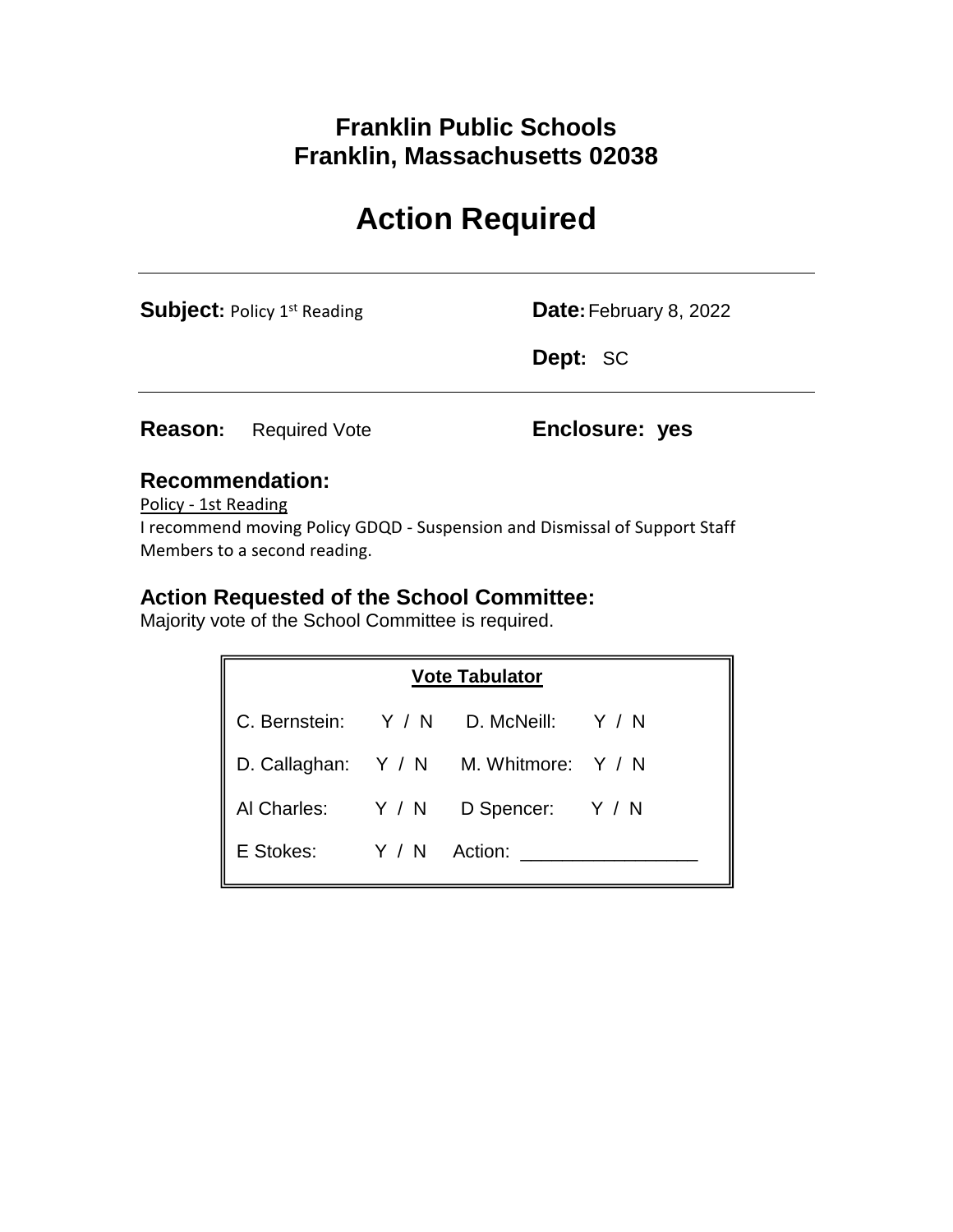# Franklin Public Schools
# Franklin, Massachusetts 02038

# Action Required

**Subject:** Policy 1st Reading

**Date:** February 8, 2022

**Dept:** SC

**Reason:** Required Vote

**Enclosure: yes**

## Recommendation:

Policy - 1st Reading

I recommend moving Policy GDQD - Suspension and Dismissal of Support Staff Members to a second reading.

## Action Requested of the School Committee:

Majority vote of the School Committee is required.

| Vote Tabulator | | | |
|---|---|---|---|
| C. Bernstein: | Y / N | D. McNeill: | Y / N |
| D. Callaghan: | Y / N | M. Whitmore: | Y / N |
| Al Charles: | Y / N | D Spencer: | Y / N |
| E Stokes: | Y / N | Action: ________________ | |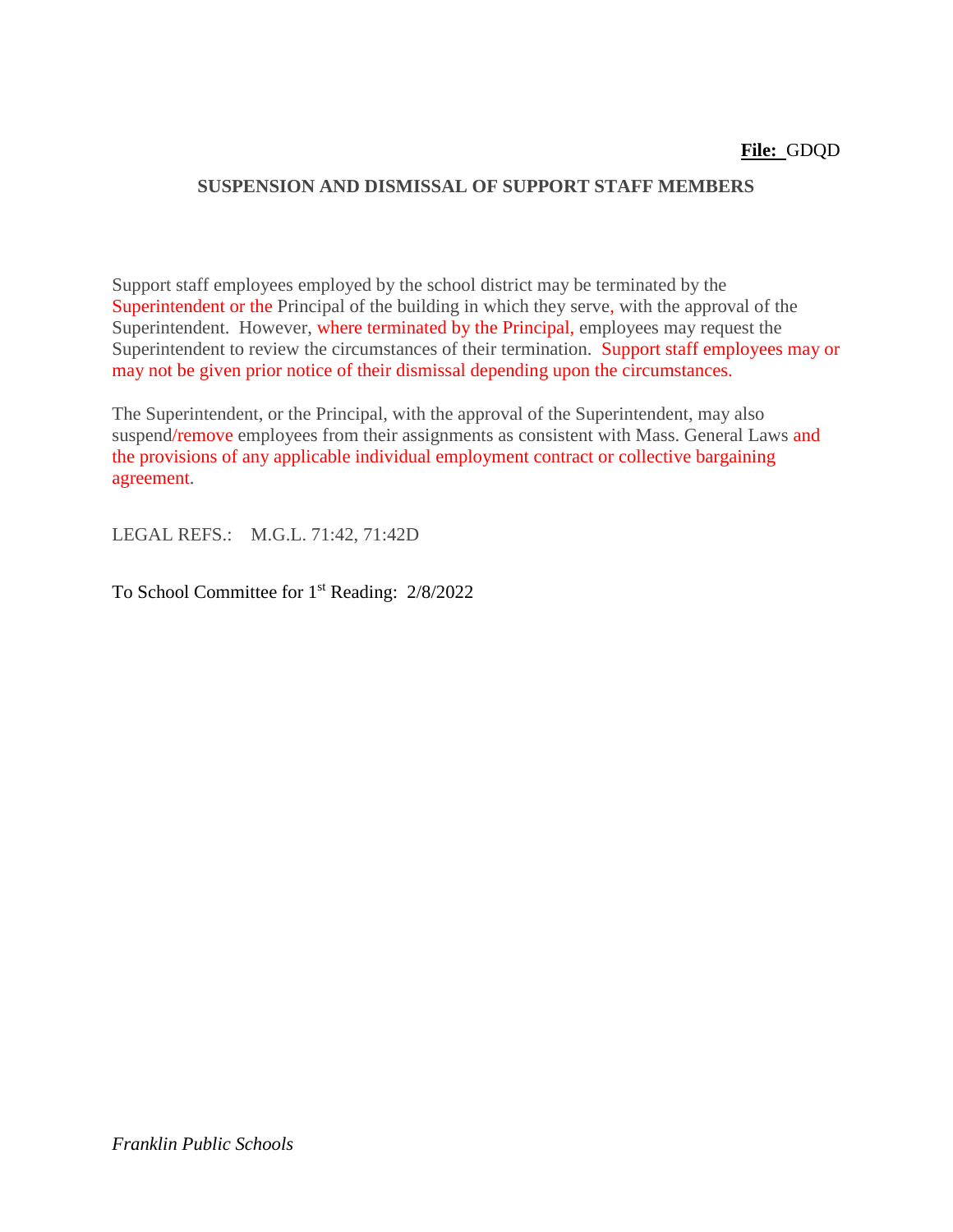**File:** GDQD

## SUSPENSION AND DISMISSAL OF SUPPORT STAFF MEMBERS

Support staff employees employed by the school district may be terminated by the Superintendent or the Principal of the building in which they serve, with the approval of the Superintendent. However, where terminated by the Principal, employees may request the Superintendent to review the circumstances of their termination. Support staff employees may or may not be given prior notice of their dismissal depending upon the circumstances.

The Superintendent, or the Principal, with the approval of the Superintendent, may also suspend/remove employees from their assignments as consistent with Mass. General Laws and the provisions of any applicable individual employment contract or collective bargaining agreement.

LEGAL REFS.: M.G.L. 71:42, 71:42D

To School Committee for 1st Reading: 2/8/2022

*Franklin Public Schools*